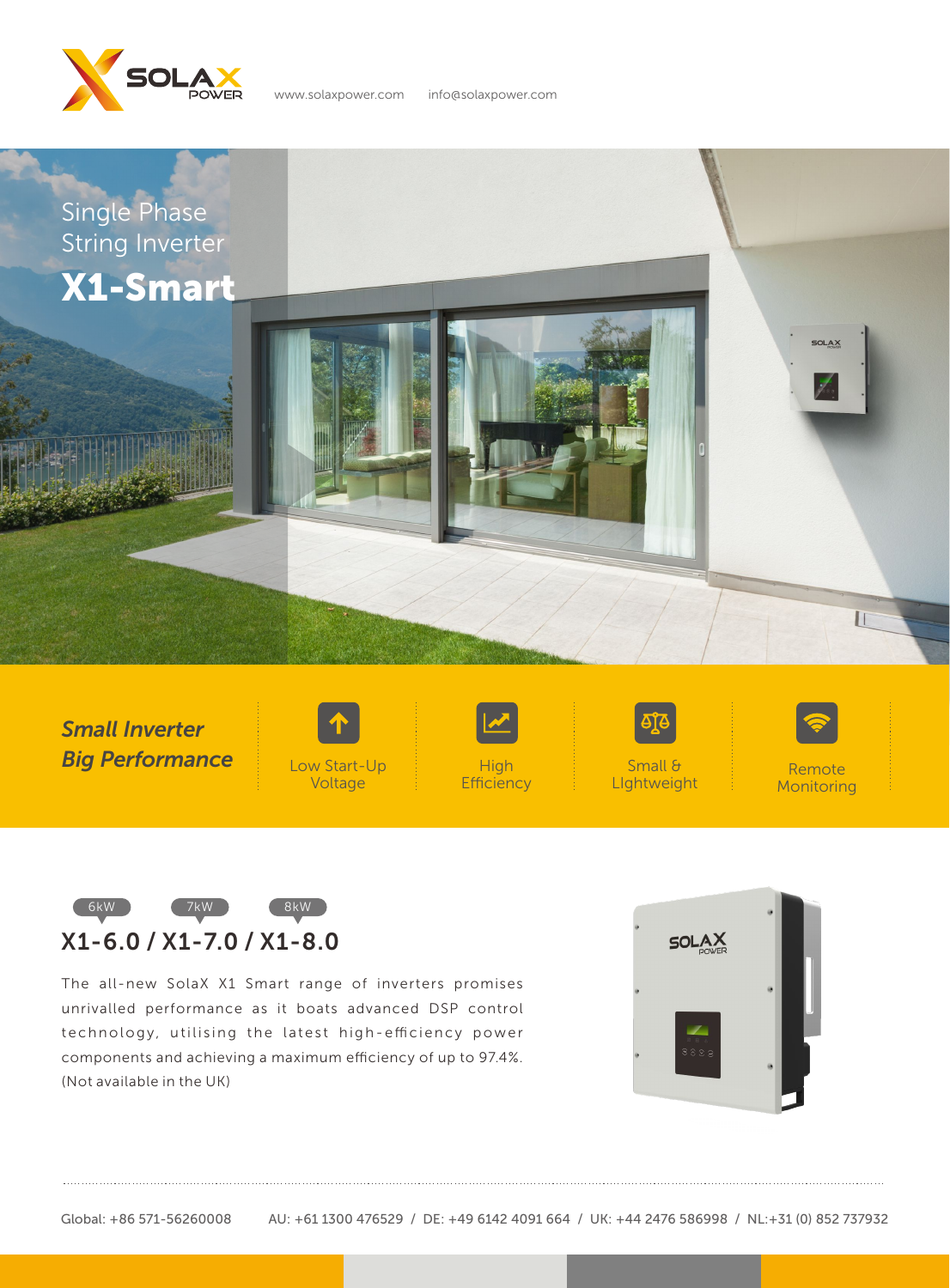www.solaxpower.com info@solaxpower.com

Single Phase
String Inverter

# X1-Smart

***Small Inverter Big Performance***

- Low Start-Up Voltage
- High Efficiency
- Small & LIghtweight
- Remote Monitoring

6kW 7kW 8kW

## X1-6.0 / X1-7.0 / X1-8.0

The all-new SolaX X1 Smart range of inverters promises unrivalled performance as it boats advanced DSP control technology, utilising the latest high-efficiency power components and achieving a maximum efficiency of up to 97.4%. (Not available in the UK)

Global: +86 571-56260008 AU: +61 1300 476529 / DE: +49 6142 4091 664 / UK: +44 2476 586998 / NL:+31 (0) 852 737932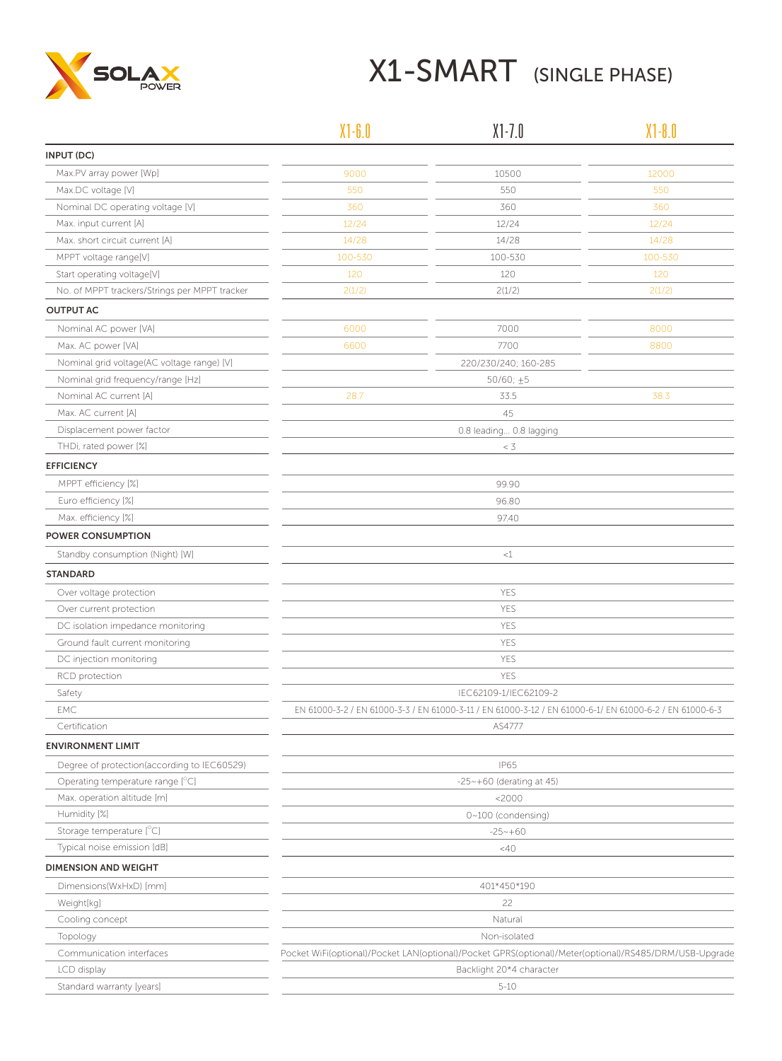# X1-SMART (SINGLE PHASE)

| | X1-6.0 | X1-7.0 | X1-8.0 |
|---|---|---|---|
| **INPUT (DC)** | | | |
| Max.PV array power [Wp] | 9000 | 10500 | 12000 |
| Max.DC voltage [V] | 550 | 550 | 550 |
| Nominal DC operating voltage [V] | 360 | 360 | 360 |
| Max. input current [A] | 12/24 | 12/24 | 12/24 |
| Max. short circuit current [A] | 14/28 | 14/28 | 14/28 |
| MPPT voltage range[V] | 100-530 | 100-530 | 100-530 |
| Start operating voltage[V] | 120 | 120 | 120 |
| No. of MPPT trackers/Strings per MPPT tracker | 2(1/2) | 2(1/2) | 2(1/2) |
| **OUTPUT AC** | | | |
| Nominal AC power [VA] | 6000 | 7000 | 8000 |
| Max. AC power [VA] | 6600 | 7700 | 8800 |
| Nominal grid voltage(AC voltage range) [V] | | 220/230/240; 160-285 | |
| Nominal grid frequency/range [Hz] | | 50/60; ±5 | |
| Nominal AC current [A] | 28.7 | 33.5 | 38.3 |
| Max. AC current [A] | | 45 | |
| Displacement power factor | | 0.8 leading... 0.8 lagging | |
| THDi, rated power [%] | | < 3 | |
| **EFFICIENCY** | | | |
| MPPT efficiency [%] | | 99.90 | |
| Euro efficiency [%] | | 96.80 | |
| Max. efficiency [%] | | 97.40 | |
| **POWER CONSUMPTION** | | | |
| Standby consumption (Night) [W] | | <1 | |
| **STANDARD** | | | |
| Over voltage protection | | YES | |
| Over current protection | | YES | |
| DC isolation impedance monitoring | | YES | |
| Ground fault current monitoring | | YES | |
| DC injection monitoring | | YES | |
| RCD protection | | YES | |
| Safety | | IEC62109-1/IEC62109-2 | |
| EMC | | EN 61000-3-2 / EN 61000-3-3 / EN 61000-3-11 / EN 61000-3-12 / EN 61000-6-1/ EN 61000-6-2 / EN 61000-6-3 | |
| Certification | | AS4777 | |
| **ENVIRONMENT LIMIT** | | | |
| Degree of protection(according to IEC60529) | | IP65 | |
| Operating temperature range [°C] | | -25~+60 (derating at 45) | |
| Max. operation altitude [m] | | <2000 | |
| Humidity [%] | | 0~100 (condensing) | |
| Storage temperature [°C] | | -25~+60 | |
| Typical noise emission [dB] | | <40 | |
| **DIMENSION AND WEIGHT** | | | |
| Dimensions(WxHxD) [mm] | | 401*450*190 | |
| Weight[kg] | | 22 | |
| Cooling concept | | Natural | |
| Topology | | Non-isolated | |
| Communication interfaces | | Pocket WiFi(optional)/Pocket LAN(optional)/Pocket GPRS(optional)/Meter(optional)/RS485/DRM/USB-Upgrade | |
| LCD display | | Backlight 20*4 character | |
| Standard warranty [years] | | 5-10 | |